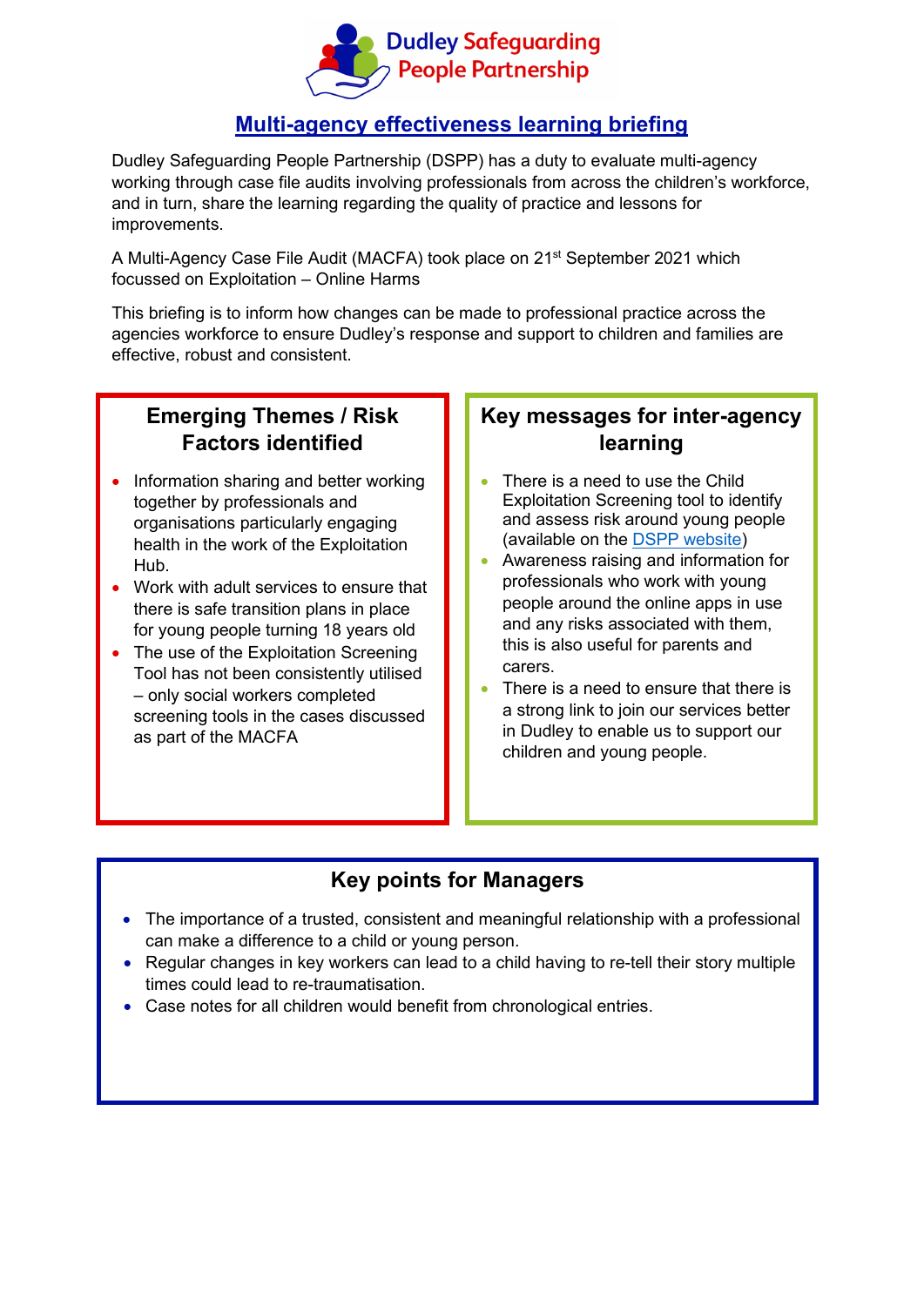Dudley Safeguarding People Partnership

# Multi-agency effectiveness learning briefing

Dudley Safeguarding People Partnership (DSPP) has a duty to evaluate multi-agency working through case file audits involving professionals from across the children's workforce, and in turn, share the learning regarding the quality of practice and lessons for improvements.

A Multi-Agency Case File Audit (MACFA) took place on 21st September 2021 which focussed on Exploitation – Online Harms

This briefing is to inform how changes can be made to professional practice across the agencies workforce to ensure Dudley's response and support to children and families are effective, robust and consistent.

## Emerging Themes / Risk Factors identified

- Information sharing and better working together by professionals and organisations particularly engaging health in the work of the Exploitation Hub.
- Work with adult services to ensure that there is safe transition plans in place for young people turning 18 years old
- The use of the Exploitation Screening Tool has not been consistently utilised – only social workers completed screening tools in the cases discussed as part of the MACFA

## Key messages for inter-agency learning

- There is a need to use the Child Exploitation Screening tool to identify and assess risk around young people (available on the DSPP website)
- Awareness raising and information for professionals who work with young people around the online apps in use and any risks associated with them, this is also useful for parents and carers.
- There is a need to ensure that there is a strong link to join our services better in Dudley to enable us to support our children and young people.

## Key points for Managers

- The importance of a trusted, consistent and meaningful relationship with a professional can make a difference to a child or young person.
- Regular changes in key workers can lead to a child having to re-tell their story multiple times could lead to re-traumatisation.
- Case notes for all children would benefit from chronological entries.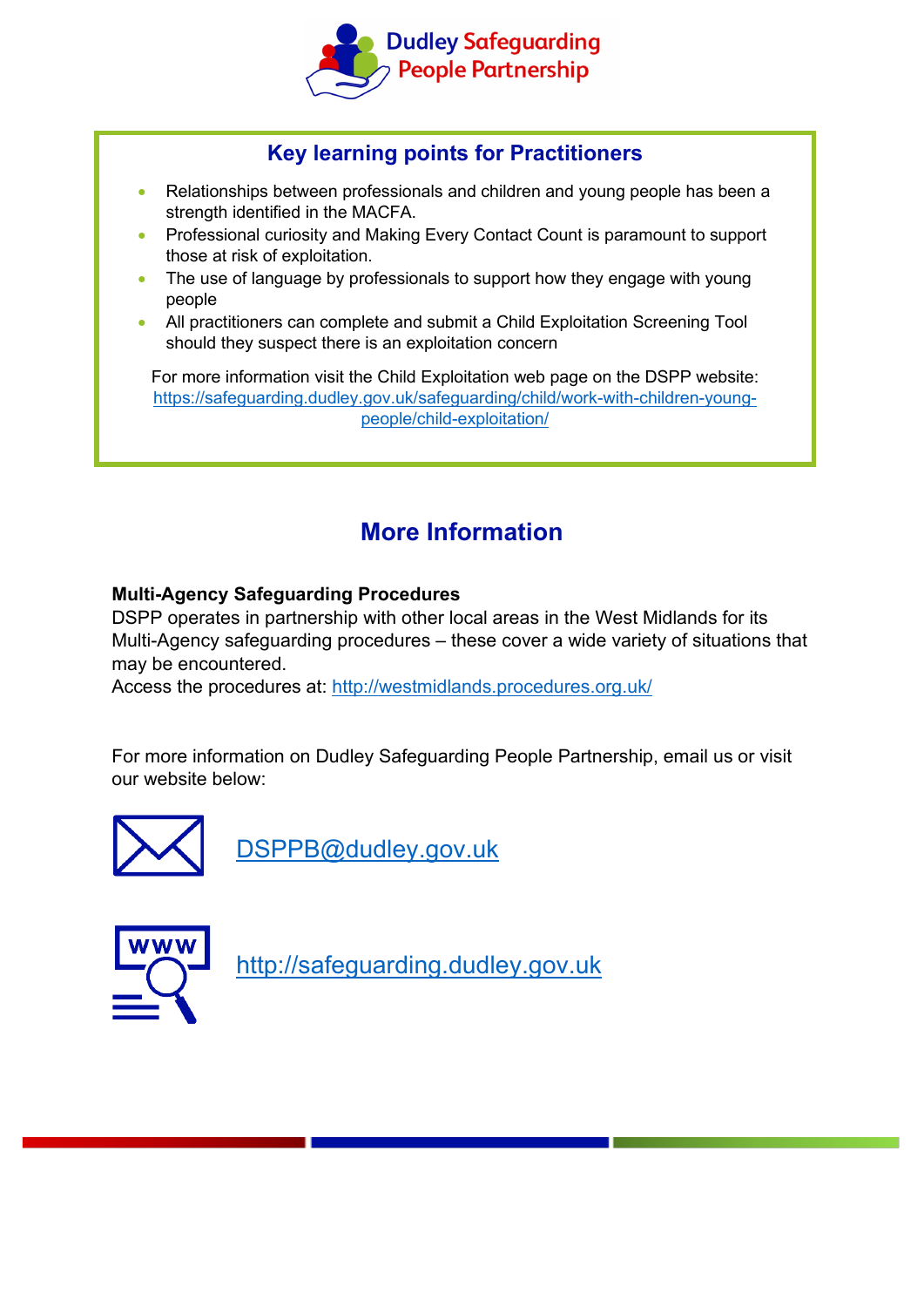Dudley Safeguarding People Partnership

## Key learning points for Practitioners

- Relationships between professionals and children and young people has been a strength identified in the MACFA.
- Professional curiosity and Making Every Contact Count is paramount to support those at risk of exploitation.
- The use of language by professionals to support how they engage with young people
- All practitioners can complete and submit a Child Exploitation Screening Tool should they suspect there is an exploitation concern

For more information visit the Child Exploitation web page on the DSPP website: https://safeguarding.dudley.gov.uk/safeguarding/child/work-with-children-young-people/child-exploitation/

## More Information

**Multi-Agency Safeguarding Procedures**

DSPP operates in partnership with other local areas in the West Midlands for its Multi-Agency safeguarding procedures – these cover a wide variety of situations that may be encountered.
Access the procedures at: http://westmidlands.procedures.org.uk/

For more information on Dudley Safeguarding People Partnership, email us or visit our website below:

DSPPB@dudley.gov.uk

http://safeguarding.dudley.gov.uk